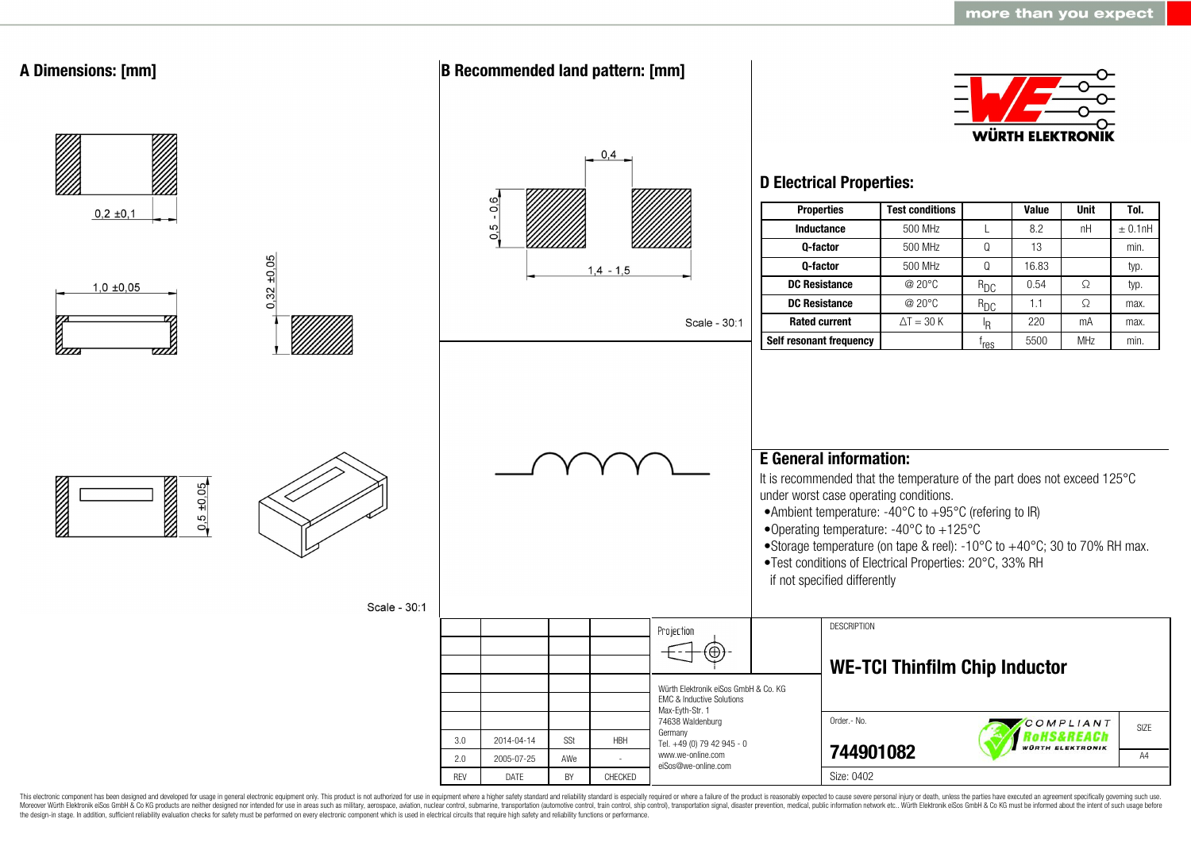more than you expect

## A Dimensions: [mm]

0,2 ±0,1

1,0 ±0,05

0,32 ±0,05

0,5 ±0,05

Scale - 30:1

## B Recommended land pattern: [mm]

0,4

0,5 - 0,6

1,4 - 1,5

Scale - 30:1

WÜRTH ELEKTRONIK

## D Electrical Properties:

| Properties | Test conditions | | Value | Unit | Tol. |
|---|---|---|---|---|---|
| Inductance | 500 MHz | L | 8.2 | nH | ± 0.1nH |
| Q-factor | 500 MHz | Q | 13 | | min. |
| Q-factor | 500 MHz | Q | 16.83 | | typ. |
| DC Resistance | @ 20°C | $R_{DC}$ | 0.54 | Ω | typ. |
| DC Resistance | @ 20°C | $R_{DC}$ | 1.1 | Ω | max. |
| Rated current | ΔT = 30 K | $I_R$ | 220 | mA | max. |
| Self resonant frequency | | $f_{res}$ | 5500 | MHz | min. |

## E General information:

It is recommended that the temperature of the part does not exceed 125°C under worst case operating conditions.

- Ambient temperature: -40°C to +95°C (refering to IR)
- Operating temperature: -40°C to +125°C
- Storage temperature (on tape & reel): -10°C to +40°C; 30 to 70% RH max.
- Test conditions of Electrical Properties: 20°C, 33% RH if not specified differently

| REV | DATE | BY | CHECKED |
|---|---|---|---|
| 3.0 | 2014-04-14 | SSt | HBH |
| 2.0 | 2005-07-25 | AWe | - |

Projection

Würth Elektronik eiSos GmbH & Co. KG
EMC & Inductive Solutions
Max-Eyth-Str. 1
74638 Waldenburg
Germany
Tel. +49 (0) 79 42 945 - 0
www.we-online.com
eiSos@we-online.com

DESCRIPTION

**WE-TCI Thinfilm Chip Inductor**

Order.- No.

**744901082**

COMPLIANT RoHS&REACh WÜRTH ELEKTRONIK

SIZE A4

Size: 0402

This electronic component has been designed and developed for usage in general electronic equipment only. This product is not authorized for use in equipment where a higher safety standard and reliability standard is especially required or where a failure of the product is reasonably expected to cause severe personal injury or death, unless the parties have executed an agreement specifically governing such use. Moreover Würth Elektronik eiSos GmbH & Co KG products are neither designed nor intended for use in areas such as military, aerospace, aviation, nuclear control, submarine, transportation (automotive control, train control, ship control), transportation signal, disaster prevention, medical, public information network etc.. Würth Elektronik eiSos GmbH & Co KG must be informed about the intent of such usage before the design-in stage. In addition, sufficient reliability evaluation checks for safety must be performed on every electronic component which is used in electrical circuits that require high safety and reliability functions or performance.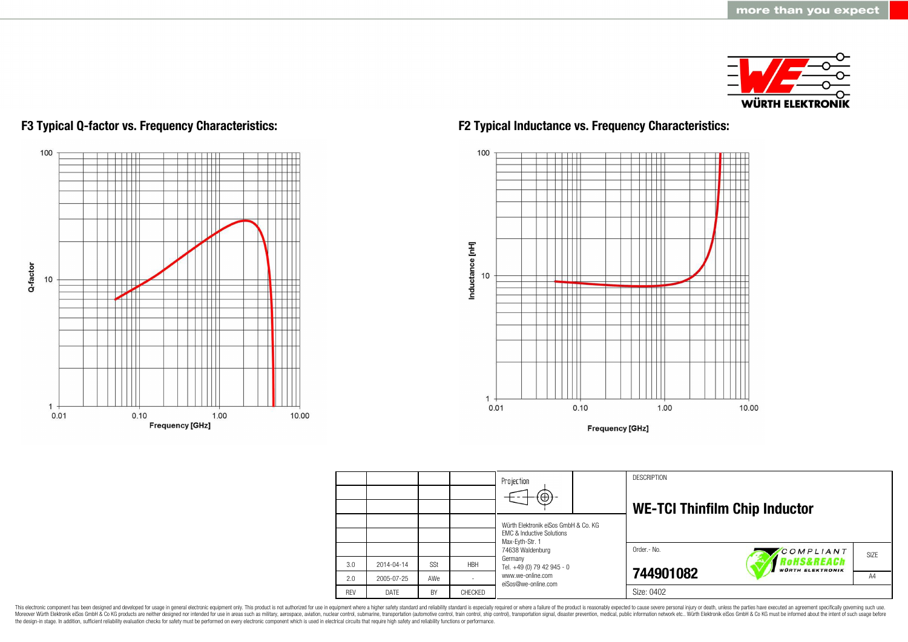## F3 Typical Q-factor vs. Frequency Characteristics:

Q-factor

100

10

1

0.01 0.10 1.00 10.00

Frequency [GHz]

## F2 Typical Inductance vs. Frequency Characteristics:

Inductance [nH]

100

10

1

0.01 0.10 1.00 10.00

Frequency [GHz]

| | | | |
|---|---|---|---|
| | | | |
| | | | |
| | | | |
| | | | |
| | | | |
| 3.0 | 2014-04-14 | SSt | HBH |
| 2.0 | 2005-07-25 | AWe | - |
| REV | DATE | BY | CHECKED |

Projection

Würth Elektronik eiSos GmbH & Co. KG
EMC & Inductive Solutions
Max-Eyth-Str. 1
74638 Waldenburg
Germany
Tel. +49 (0) 79 42 945 - 0
www.we-online.com
eiSos@we-online.com

DESCRIPTION

**WE-TCI Thinfilm Chip Inductor**

Order.- No.

**744901082**

COMPLIANT RoHS&REACh WÜRTH ELEKTRONIK

SIZE

A4

Size: 0402

This electronic component has been designed and developed for usage in general electronic equipment only. This product is not authorized for use in equipment where a higher safety standard and reliability standard is especially required or where a failure of the product is reasonably expected to cause severe personal injury or death, unless the parties have executed an agreement specifically governing such use. Moreover Würth Elektronik eiSos GmbH & Co KG products are neither designed nor intended for use in areas such as military, aerospace, aviation, nuclear control, submarine, transportation (automotive control, train control, ship control), transportation signal, disaster prevention, medical, public information network etc.. Würth Elektronik eiSos GmbH & Co KG must be informed about the intent of such usage before the design-in stage. In addition, sufficient reliability evaluation checks for safety must be performed on every electronic component which is used in electrical circuits that require high safety and reliability functions or performance.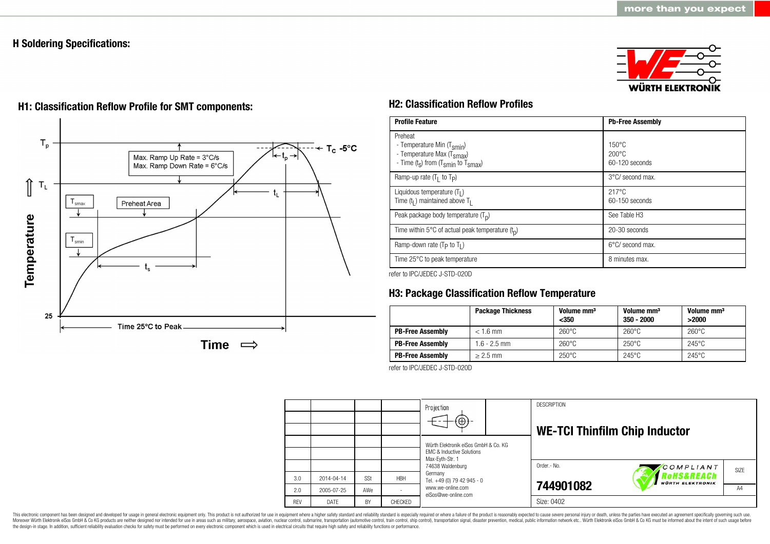## H Soldering Specifications:

### H1: Classification Reflow Profile for SMT components:

$T_p$

$T_C$ -5°C

Max. Ramp Up Rate = 3°C/s
Max. Ramp Down Rate = 6°C/s

$t_p$

$T_L$

$t_L$

$T_{smax}$

Preheat Area

$T_{smin}$

$t_s$

Temperature

25

Time 25°C to Peak

Time

### H2: Classification Reflow Profiles

| Profile Feature | Pb-Free Assembly |
|---|---|
| Preheat<br>- Temperature Min ($T_{smin}$)<br>- Temperature Max ($T_{smax}$)<br>- Time ($t_s$) from ($T_{smin}$ to $T_{smax}$) | <br>150°C<br>200°C<br>60-120 seconds |
| Ramp-up rate ($T_L$ to $T_P$) | 3°C/ second max. |
| Liquidous temperature ($T_L$)<br>Time ($t_L$) maintained above $T_L$ | 217°C<br>60-150 seconds |
| Peak package body temperature ($T_p$) | See Table H3 |
| Time within 5°C of actual peak temperature ($t_p$) | 20-30 seconds |
| Ramp-down rate ($T_P$ to $T_L$) | 6°C/ second max. |
| Time 25°C to peak temperature | 8 minutes max. |

refer to IPC/JEDEC J-STD-020D

### H3: Package Classification Reflow Temperature

| | Package Thickness | Volume mm³ <350 | Volume mm³ 350 - 2000 | Volume mm³ >2000 |
|---|---|---|---|---|
| **PB-Free Assembly** | < 1.6 mm | 260°C | 260°C | 260°C |
| **PB-Free Assembly** | 1.6 - 2.5 mm | 260°C | 250°C | 245°C |
| **PB-Free Assembly** | ≥ 2.5 mm | 250°C | 245°C | 245°C |

refer to IPC/JEDEC J-STD-020D

| REV | DATE | BY | CHECKED |
|---|---|---|---|
| 3.0 | 2014-04-14 | SSt | HBH |
| 2.0 | 2005-07-25 | AWe | - |

Projection

Würth Elektronik eiSos GmbH & Co. KG
EMC & Inductive Solutions
Max-Eyth-Str. 1
74638 Waldenburg
Germany
Tel. +49 (0) 79 42 945 - 0
www.we-online.com
eiSos@we-online.com

DESCRIPTION

**WE-TCI Thinfilm Chip Inductor**

Order.- No.

**744901082**

COMPLIANT RoHS&REACh WÜRTH ELEKTRONIK

SIZE A4

Size: 0402

This electronic component has been designed and developed for usage in general electronic equipment only. This product is not authorized for use in equipment where a higher safety standard and reliability standard is especially required or where a failure of the product is reasonably expected to cause severe personal injury or death, unless the parties have executed an agreement specifically governing such use. Moreover Würth Elektronik eiSos GmbH & Co KG products are neither designed nor intended for use in areas such as military, aerospace, aviation, nuclear control, submarine, transportation (automotive control, train control, ship control), transportation signal, disaster prevention, medical, public information network etc.. Würth Elektronik eiSos GmbH & Co KG must be informed about the intent of such usage before the design-in stage. In addition, sufficient reliability evaluation checks for safety must be performed on every electronic component which is used in electrical circuits that require high safety and reliability functions or performance.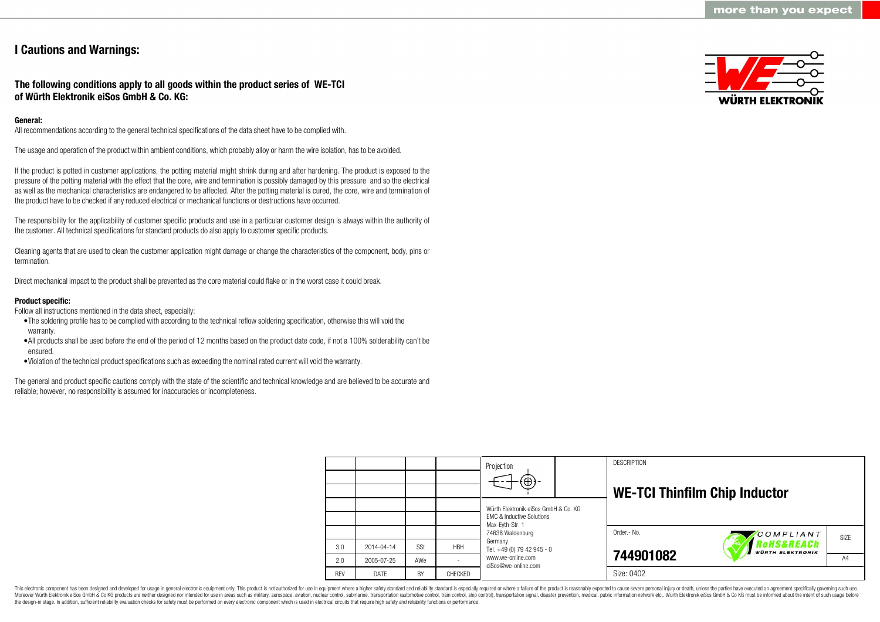# I Cautions and Warnings:

## The following conditions apply to all goods within the product series of WE-TCI of Würth Elektronik eiSos GmbH & Co. KG:

**General:**
All recommendations according to the general technical specifications of the data sheet have to be complied with.

The usage and operation of the product within ambient conditions, which probably alloy or harm the wire isolation, has to be avoided.

If the product is potted in customer applications, the potting material might shrink during and after hardening. The product is exposed to the pressure of the potting material with the effect that the core, wire and termination is possibly damaged by this pressure and so the electrical as well as the mechanical characteristics are endangered to be affected. After the potting material is cured, the core, wire and termination of the product have to be checked if any reduced electrical or mechanical functions or destructions have occurred.

The responsibility for the applicability of customer specific products and use in a particular customer design is always within the authority of the customer. All technical specifications for standard products do also apply to customer specific products.

Cleaning agents that are used to clean the customer application might damage or change the characteristics of the component, body, pins or termination.

Direct mechanical impact to the product shall be prevented as the core material could flake or in the worst case it could break.

**Product specific:**
Follow all instructions mentioned in the data sheet, especially:

- The soldering profile has to be complied with according to the technical reflow soldering specification, otherwise this will void the warranty.
- All products shall be used before the end of the period of 12 months based on the product date code, if not a 100% solderability can´t be ensured.
- Violation of the technical product specifications such as exceeding the nominal rated current will void the warranty.

The general and product specific cautions comply with the state of the scientific and technical knowledge and are believed to be accurate and reliable; however, no responsibility is assumed for inaccuracies or incompleteness.

| REV | DATE | BY | CHECKED |
|---|---|---|---|
| 3.0 | 2014-04-14 | SSt | HBH |
| 2.0 | 2005-07-25 | AWe | - |

Projection

Würth Elektronik eiSos GmbH & Co. KG
EMC & Inductive Solutions
Max-Eyth-Str. 1
74638 Waldenburg
Germany
Tel. +49 (0) 79 42 945 - 0
www.we-online.com
eiSos@we-online.com

DESCRIPTION

**WE-TCI Thinfilm Chip Inductor**

Order.- No.

**744901082**

Size: 0402

SIZE: A4

COMPLIANT RoHS&REACh WÜRTH ELEKTRONIK

This electronic component has been designed and developed for usage in general electronic equipment only. This product is not authorized for use in equipment where a higher safety standard and reliability standard is especially required or where a failure of the product is reasonably expected to cause severe personal injury or death, unless the parties have executed an agreement specifically governing such use. Moreover Würth Elektronik eiSos GmbH & Co KG products are neither designed nor intended for use in areas such as military, aerospace, aviation, nuclear control, submarine, transportation (automotive control, train control, ship control), transportation signal, disaster prevention, medical, public information network etc.. Würth Elektronik eiSos GmbH & Co KG must be informed about the intent of such usage before the design-in stage. In addition, sufficient reliability evaluation checks for safety must be performed on every electronic component which is used in electrical circuits that require high safety and reliability functions or performance.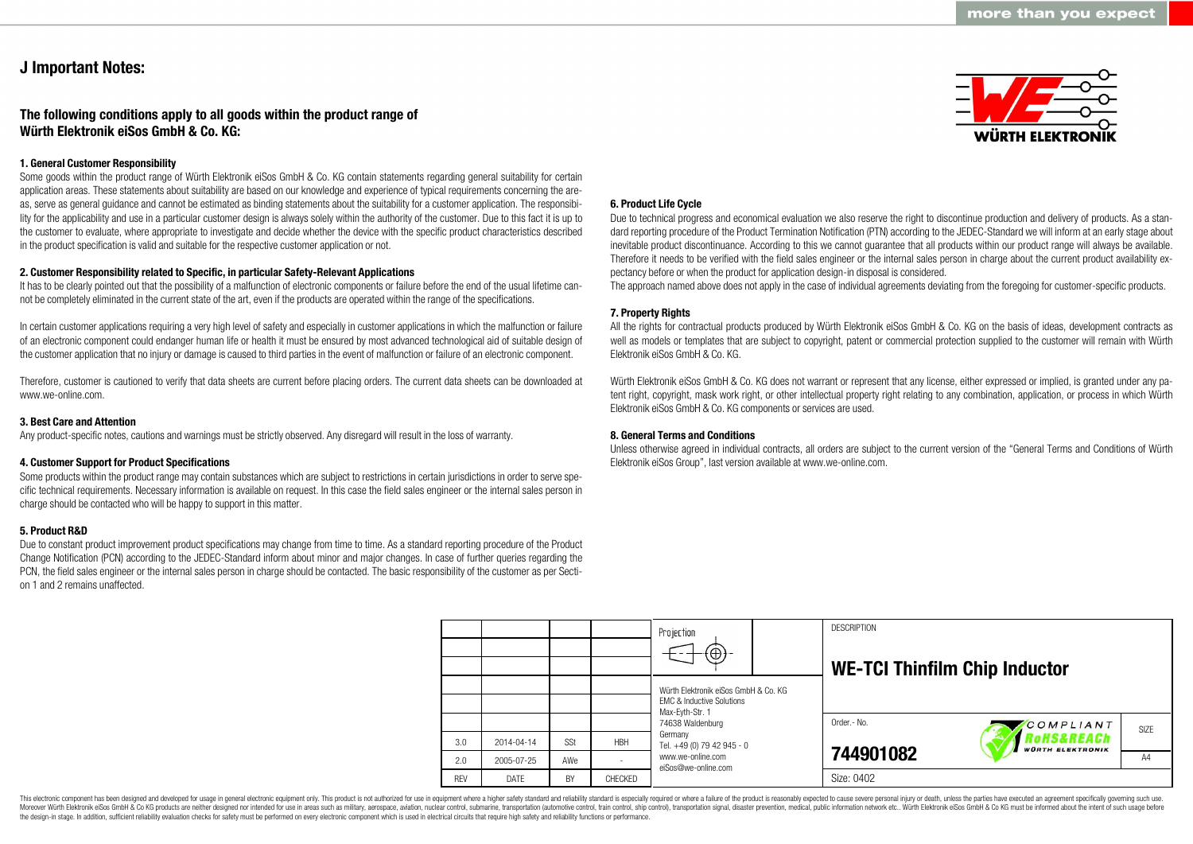# J Important Notes:

## The following conditions apply to all goods within the product range of Würth Elektronik eiSos GmbH & Co. KG:

### 1. General Customer Responsibility

Some goods within the product range of Würth Elektronik eiSos GmbH & Co. KG contain statements regarding general suitability for certain application areas. These statements about suitability are based on our knowledge and experience of typical requirements concerning the areas, serve as general guidance and cannot be estimated as binding statements about the suitability for a customer application. The responsibility for the applicability and use in a particular customer design is always solely within the authority of the customer. Due to this fact it is up to the customer to evaluate, where appropriate to investigate and decide whether the device with the specific product characteristics described in the product specification is valid and suitable for the respective customer application or not.

### 2. Customer Responsibility related to Specific, in particular Safety-Relevant Applications

It has to be clearly pointed out that the possibility of a malfunction of electronic components or failure before the end of the usual lifetime cannot be completely eliminated in the current state of the art, even if the products are operated within the range of the specifications.

In certain customer applications requiring a very high level of safety and especially in customer applications in which the malfunction or failure of an electronic component could endanger human life or health it must be ensured by most advanced technological aid of suitable design of the customer application that no injury or damage is caused to third parties in the event of malfunction or failure of an electronic component.

Therefore, customer is cautioned to verify that data sheets are current before placing orders. The current data sheets can be downloaded at www.we-online.com.

### 3. Best Care and Attention

Any product-specific notes, cautions and warnings must be strictly observed. Any disregard will result in the loss of warranty.

### 4. Customer Support for Product Specifications

Some products within the product range may contain substances which are subject to restrictions in certain jurisdictions in order to serve specific technical requirements. Necessary information is available on request. In this case the field sales engineer or the internal sales person in charge should be contacted who will be happy to support in this matter.

### 5. Product R&D

Due to constant product improvement product specifications may change from time to time. As a standard reporting procedure of the Product Change Notification (PCN) according to the JEDEC-Standard inform about minor and major changes. In case of further queries regarding the PCN, the field sales engineer or the internal sales person in charge should be contacted. The basic responsibility of the customer as per Section 1 and 2 remains unaffected.

### 6. Product Life Cycle

Due to technical progress and economical evaluation we also reserve the right to discontinue production and delivery of products. As a standard reporting procedure of the Product Termination Notification (PTN) according to the JEDEC-Standard we will inform at an early stage about inevitable product discontinuance. According to this we cannot guarantee that all products within our product range will always be available. Therefore it needs to be verified with the field sales engineer or the internal sales person in charge about the current product availability expectancy before or when the product for application design-in disposal is considered.

The approach named above does not apply in the case of individual agreements deviating from the foregoing for customer-specific products.

### 7. Property Rights

All the rights for contractual products produced by Würth Elektronik eiSos GmbH & Co. KG on the basis of ideas, development contracts as well as models or templates that are subject to copyright, patent or commercial protection supplied to the customer will remain with Würth Elektronik eiSos GmbH & Co. KG.

Würth Elektronik eiSos GmbH & Co. KG does not warrant or represent that any license, either expressed or implied, is granted under any patent right, copyright, mask work right, or other intellectual property right relating to any combination, application, or process in which Würth Elektronik eiSos GmbH & Co. KG components or services are used.

### 8. General Terms and Conditions

Unless otherwise agreed in individual contracts, all orders are subject to the current version of the "General Terms and Conditions of Würth Elektronik eiSos Group", last version available at www.we-online.com.

| | | | | | |
|---|---|---|---|---|---|
| 3.0 | 2014-04-14 | SSt | HBH | Würth Elektronik eiSos GmbH & Co. KG<br>EMC & Inductive Solutions<br>Max-Eyth-Str. 1<br>74638 Waldenburg<br>Germany<br>Tel. +49 (0) 79 42 945 - 0<br>www.we-online.com<br>eiSos@we-online.com | DESCRIPTION<br>**WE-TCI Thinfilm Chip Inductor** |
| 2.0 | 2005-07-25 | AWe | - | | Order.- No. **744901082** — SIZE A4 |
| REV | DATE | BY | CHECKED | | Size: 0402 |

This electronic component has been designed and developed for usage in general electronic equipment only. This product is not authorized for use in equipment where a higher safety standard and reliability standard is especially required or where a failure of the product is reasonably expected to cause severe personal injury or death, unless the parties have executed an agreement specifically governing such use. Moreover Würth Elektronik eiSos GmbH & Co KG products are neither designed nor intended for use in areas such as military, aerospace, aviation, nuclear control, submarine, transportation (automotive control, train control, ship control), transportation signal, disaster prevention, medical, public information network etc.. Würth Elektronik eiSos GmbH & Co KG must be informed about the intent of such usage before the design-in stage. In addition, sufficient reliability evaluation checks for safety must be performed on every electronic component which is used in electrical circuits that require high safety and reliability functions or performance.